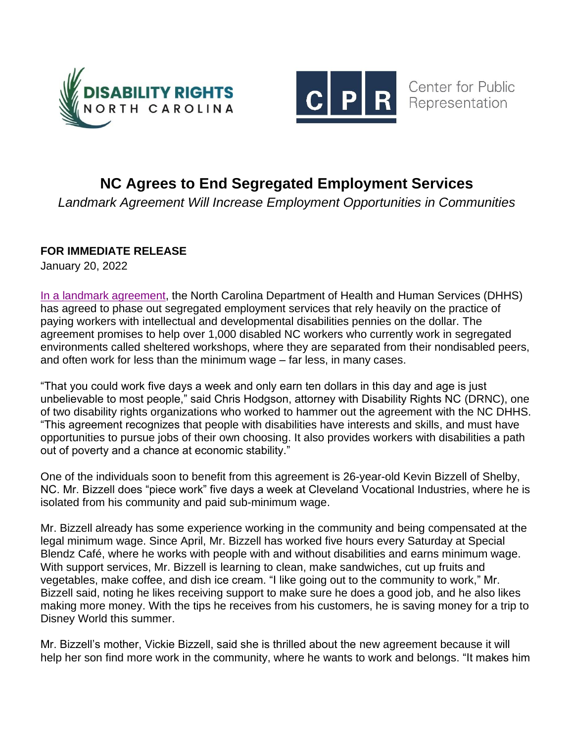# NC Agrees to End Segregated Employment Services

*Landmark Agreement Will Increase Employment Opportunities in Communities*

**FOR IMMEDIATE RELEASE**
January 20, 2022

In a landmark agreement, the North Carolina Department of Health and Human Services (DHHS) has agreed to phase out segregated employment services that rely heavily on the practice of paying workers with intellectual and developmental disabilities pennies on the dollar. The agreement promises to help over 1,000 disabled NC workers who currently work in segregated environments called sheltered workshops, where they are separated from their nondisabled peers, and often work for less than the minimum wage – far less, in many cases.

"That you could work five days a week and only earn ten dollars in this day and age is just unbelievable to most people," said Chris Hodgson, attorney with Disability Rights NC (DRNC), one of two disability rights organizations who worked to hammer out the agreement with the NC DHHS. "This agreement recognizes that people with disabilities have interests and skills, and must have opportunities to pursue jobs of their own choosing. It also provides workers with disabilities a path out of poverty and a chance at economic stability."

One of the individuals soon to benefit from this agreement is 26-year-old Kevin Bizzell of Shelby, NC. Mr. Bizzell does "piece work" five days a week at Cleveland Vocational Industries, where he is isolated from his community and paid sub-minimum wage.

Mr. Bizzell already has some experience working in the community and being compensated at the legal minimum wage. Since April, Mr. Bizzell has worked five hours every Saturday at Special Blendz Café, where he works with people with and without disabilities and earns minimum wage. With support services, Mr. Bizzell is learning to clean, make sandwiches, cut up fruits and vegetables, make coffee, and dish ice cream. "I like going out to the community to work," Mr. Bizzell said, noting he likes receiving support to make sure he does a good job, and he also likes making more money. With the tips he receives from his customers, he is saving money for a trip to Disney World this summer.

Mr. Bizzell's mother, Vickie Bizzell, said she is thrilled about the new agreement because it will help her son find more work in the community, where he wants to work and belongs. "It makes him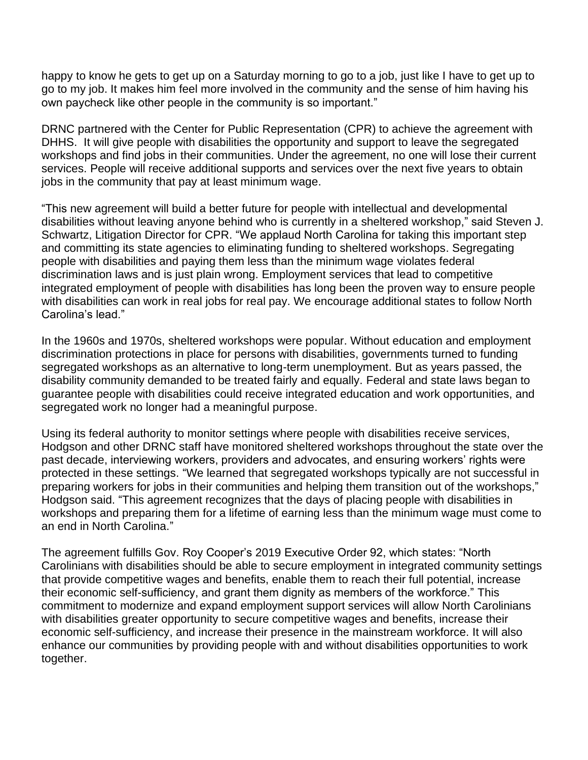happy to know he gets to get up on a Saturday morning to go to a job, just like I have to get up to go to my job. It makes him feel more involved in the community and the sense of him having his own paycheck like other people in the community is so important."

DRNC partnered with the Center for Public Representation (CPR) to achieve the agreement with DHHS. It will give people with disabilities the opportunity and support to leave the segregated workshops and find jobs in their communities. Under the agreement, no one will lose their current services. People will receive additional supports and services over the next five years to obtain jobs in the community that pay at least minimum wage.

"This new agreement will build a better future for people with intellectual and developmental disabilities without leaving anyone behind who is currently in a sheltered workshop," said Steven J. Schwartz, Litigation Director for CPR. "We applaud North Carolina for taking this important step and committing its state agencies to eliminating funding to sheltered workshops. Segregating people with disabilities and paying them less than the minimum wage violates federal discrimination laws and is just plain wrong. Employment services that lead to competitive integrated employment of people with disabilities has long been the proven way to ensure people with disabilities can work in real jobs for real pay. We encourage additional states to follow North Carolina's lead."

In the 1960s and 1970s, sheltered workshops were popular. Without education and employment discrimination protections in place for persons with disabilities, governments turned to funding segregated workshops as an alternative to long-term unemployment. But as years passed, the disability community demanded to be treated fairly and equally. Federal and state laws began to guarantee people with disabilities could receive integrated education and work opportunities, and segregated work no longer had a meaningful purpose.

Using its federal authority to monitor settings where people with disabilities receive services, Hodgson and other DRNC staff have monitored sheltered workshops throughout the state over the past decade, interviewing workers, providers and advocates, and ensuring workers' rights were protected in these settings. "We learned that segregated workshops typically are not successful in preparing workers for jobs in their communities and helping them transition out of the workshops," Hodgson said. "This agreement recognizes that the days of placing people with disabilities in workshops and preparing them for a lifetime of earning less than the minimum wage must come to an end in North Carolina."

The agreement fulfills Gov. Roy Cooper's 2019 Executive Order 92, which states: "North Carolinians with disabilities should be able to secure employment in integrated community settings that provide competitive wages and benefits, enable them to reach their full potential, increase their economic self-sufficiency, and grant them dignity as members of the workforce." This commitment to modernize and expand employment support services will allow North Carolinians with disabilities greater opportunity to secure competitive wages and benefits, increase their economic self-sufficiency, and increase their presence in the mainstream workforce. It will also enhance our communities by providing people with and without disabilities opportunities to work together.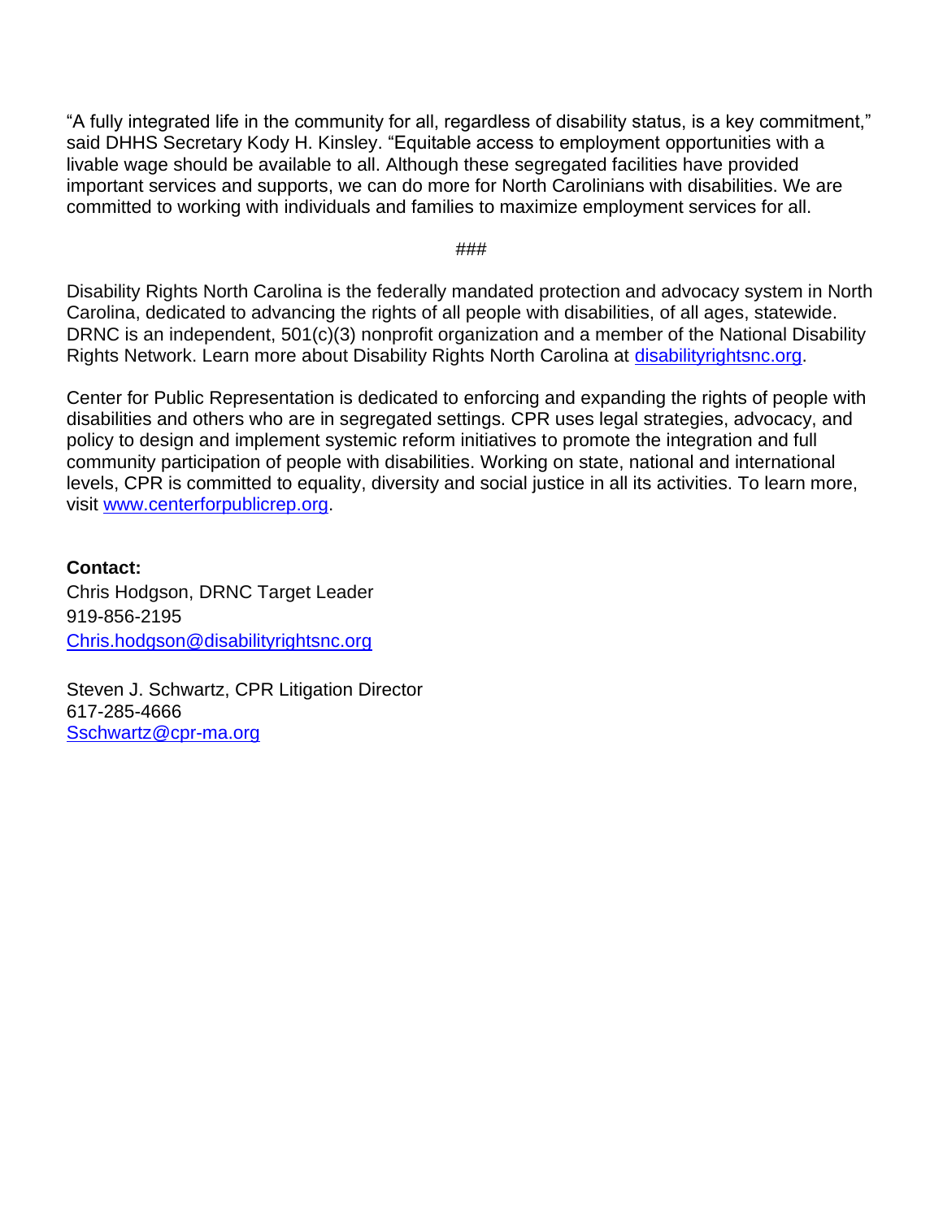"A fully integrated life in the community for all, regardless of disability status, is a key commitment," said DHHS Secretary Kody H. Kinsley. "Equitable access to employment opportunities with a livable wage should be available to all. Although these segregated facilities have provided important services and supports, we can do more for North Carolinians with disabilities. We are committed to working with individuals and families to maximize employment services for all.

###

Disability Rights North Carolina is the federally mandated protection and advocacy system in North Carolina, dedicated to advancing the rights of all people with disabilities, of all ages, statewide. DRNC is an independent, 501(c)(3) nonprofit organization and a member of the National Disability Rights Network. Learn more about Disability Rights North Carolina at [disabilityrightsnc.org](disabilityrightsnc.org).

Center for Public Representation is dedicated to enforcing and expanding the rights of people with disabilities and others who are in segregated settings. CPR uses legal strategies, advocacy, and policy to design and implement systemic reform initiatives to promote the integration and full community participation of people with disabilities. Working on state, national and international levels, CPR is committed to equality, diversity and social justice in all its activities. To learn more, visit [www.centerforpublicrep.org](www.centerforpublicrep.org).

**Contact:**
Chris Hodgson, DRNC Target Leader
919-856-2195
[Chris.hodgson@disabilityrightsnc.org](mailto:Chris.hodgson@disabilityrightsnc.org)

Steven J. Schwartz, CPR Litigation Director
617-285-4666
[Sschwartz@cpr-ma.org](mailto:Sschwartz@cpr-ma.org)